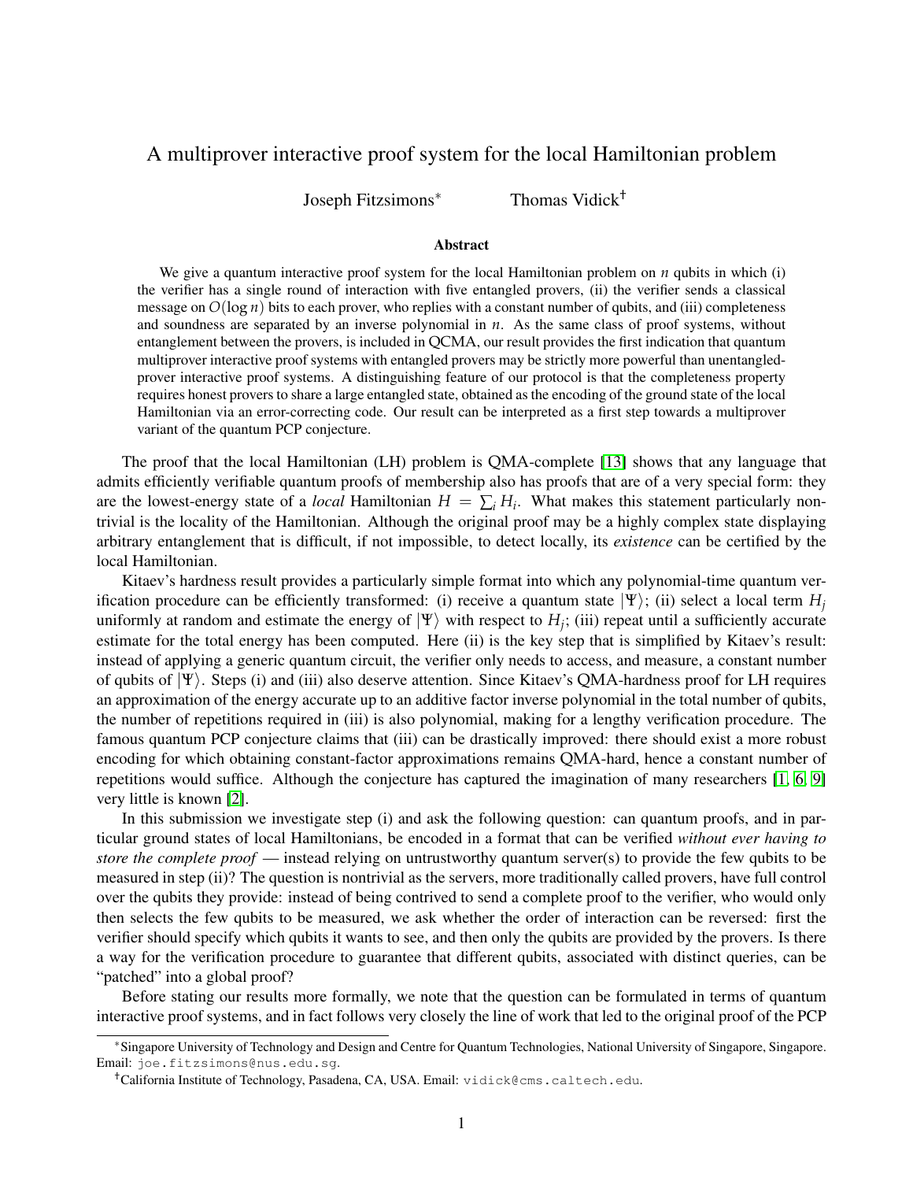# A multiprover interactive proof system for the local Hamiltonian problem

Joseph Fitzsimons* Thomas Vidick†

### Abstract

We give a quantum interactive proof system for the local Hamiltonian problem on $n$ qubits in which (i) the verifier has a single round of interaction with five entangled provers, (ii) the verifier sends a classical message on $O(\log n)$ bits to each prover, who replies with a constant number of qubits, and (iii) completeness and soundness are separated by an inverse polynomial in $n$. As the same class of proof systems, without entanglement between the provers, is included in QCMA, our result provides the first indication that quantum multiprover interactive proof systems with entangled provers may be strictly more powerful than unentangled-prover interactive proof systems. A distinguishing feature of our protocol is that the completeness property requires honest provers to share a large entangled state, obtained as the encoding of the ground state of the local Hamiltonian via an error-correcting code. Our result can be interpreted as a first step towards a multiprover variant of the quantum PCP conjecture.

The proof that the local Hamiltonian (LH) problem is QMA-complete [13] shows that any language that admits efficiently verifiable quantum proofs of membership also has proofs that are of a very special form: they are the lowest-energy state of a *local* Hamiltonian $H = \sum_i H_i$. What makes this statement particularly non-trivial is the locality of the Hamiltonian. Although the original proof may be a highly complex state displaying arbitrary entanglement that is difficult, if not impossible, to detect locally, its *existence* can be certified by the local Hamiltonian.

Kitaev's hardness result provides a particularly simple format into which any polynomial-time quantum verification procedure can be efficiently transformed: (i) receive a quantum state $|\Psi\rangle$; (ii) select a local term $H_j$ uniformly at random and estimate the energy of $|\Psi\rangle$ with respect to $H_j$; (iii) repeat until a sufficiently accurate estimate for the total energy has been computed. Here (ii) is the key step that is simplified by Kitaev's result: instead of applying a generic quantum circuit, the verifier only needs to access, and measure, a constant number of qubits of $|\Psi\rangle$. Steps (i) and (iii) also deserve attention. Since Kitaev's QMA-hardness proof for LH requires an approximation of the energy accurate up to an additive factor inverse polynomial in the total number of qubits, the number of repetitions required in (iii) is also polynomial, making for a lengthy verification procedure. The famous quantum PCP conjecture claims that (iii) can be drastically improved: there should exist a more robust encoding for which obtaining constant-factor approximations remains QMA-hard, hence a constant number of repetitions would suffice. Although the conjecture has captured the imagination of many researchers [1, 6, 9] very little is known [2].

In this submission we investigate step (i) and ask the following question: can quantum proofs, and in particular ground states of local Hamiltonians, be encoded in a format that can be verified *without ever having to store the complete proof* — instead relying on untrustworthy quantum server(s) to provide the few qubits to be measured in step (ii)? The question is nontrivial as the servers, more traditionally called provers, have full control over the qubits they provide: instead of being contrived to send a complete proof to the verifier, who would only then selects the few qubits to be measured, we ask whether the order of interaction can be reversed: first the verifier should specify which qubits it wants to see, and then only the qubits are provided by the provers. Is there a way for the verification procedure to guarantee that different qubits, associated with distinct queries, can be "patched" into a global proof?

Before stating our results more formally, we note that the question can be formulated in terms of quantum interactive proof systems, and in fact follows very closely the line of work that led to the original proof of the PCP

---

*Singapore University of Technology and Design and Centre for Quantum Technologies, National University of Singapore, Singapore. Email: joe.fitzsimons@nus.edu.sg.

†California Institute of Technology, Pasadena, CA, USA. Email: vidick@cms.caltech.edu.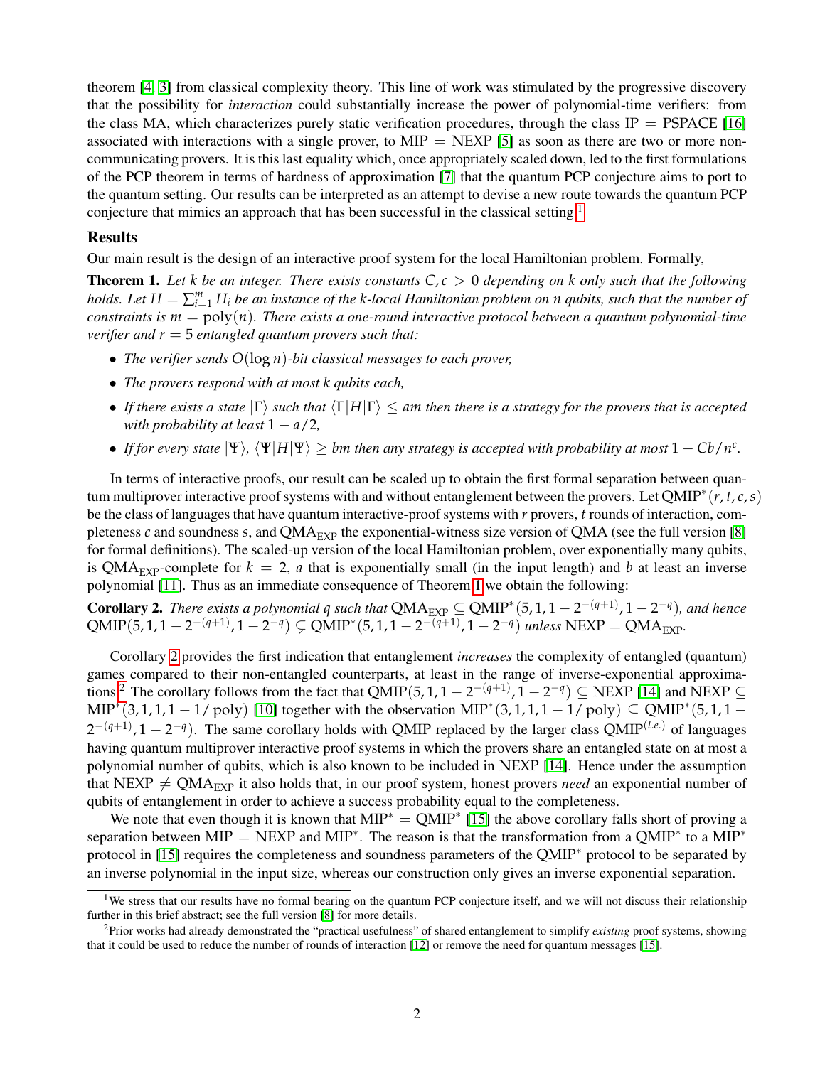theorem [4, 3] from classical complexity theory. This line of work was stimulated by the progressive discovery that the possibility for *interaction* could substantially increase the power of polynomial-time verifiers: from the class MA, which characterizes purely static verification procedures, through the class IP = PSPACE [16] associated with interactions with a single prover, to MIP = NEXP [5] as soon as there are two or more non-communicating provers. It is this last equality which, once appropriately scaled down, led to the first formulations of the PCP theorem in terms of hardness of approximation [7] that the quantum PCP conjecture aims to port to the quantum setting. Our results can be interpreted as an attempt to devise a new route towards the quantum PCP conjecture that mimics an approach that has been successful in the classical setting.[1]

## Results

Our main result is the design of an interactive proof system for the local Hamiltonian problem. Formally,

**Theorem 1.** *Let $k$ be an integer. There exists constants $C, c > 0$ depending on $k$ only such that the following holds. Let $H = \sum_{i=1}^{m} H_i$ be an instance of the $k$-local Hamiltonian problem on $n$ qubits, such that the number of constraints is $m = \mathrm{poly}(n)$. There exists a one-round interactive protocol between a quantum polynomial-time verifier and $r = 5$ entangled quantum provers such that:*

- *The verifier sends $O(\log n)$-bit classical messages to each prover,*
- *The provers respond with at most $k$ qubits each,*
- *If there exists a state $|\Gamma\rangle$ such that $\langle\Gamma|H|\Gamma\rangle \leq am$ then there is a strategy for the provers that is accepted with probability at least $1 - a/2$,*
- *If for every state $|\Psi\rangle$, $\langle\Psi|H|\Psi\rangle \geq bm$ then any strategy is accepted with probability at most $1 - Cb/n^c$.*

In terms of interactive proofs, our result can be scaled up to obtain the first formal separation between quantum multiprover interactive proof systems with and without entanglement between the provers. Let $\mathrm{QMIP}^*(r,t,c,s)$ be the class of languages that have quantum interactive-proof systems with $r$ provers, $t$ rounds of interaction, completeness $c$ and soundness $s$, and $\mathrm{QMA_{EXP}}$ the exponential-witness size version of QMA (see the full version [8] for formal definitions). The scaled-up version of the local Hamiltonian problem, over exponentially many qubits, is $\mathrm{QMA_{EXP}}$-complete for $k = 2$, $a$ that is exponentially small (in the input length) and $b$ at least an inverse polynomial [11]. Thus as an immediate consequence of Theorem 1 we obtain the following:

**Corollary 2.** *There exists a polynomial $q$ such that $\mathrm{QMA_{EXP}} \subseteq \mathrm{QMIP}^*(5,1,1-2^{-(q+1)},1-2^{-q})$, and hence $\mathrm{QMIP}(5,1,1-2^{-(q+1)},1-2^{-q}) \subsetneq \mathrm{QMIP}^*(5,1,1-2^{-(q+1)},1-2^{-q})$ unless $\mathrm{NEXP} = \mathrm{QMA_{EXP}}$.*

Corollary 2 provides the first indication that entanglement *increases* the complexity of entangled (quantum) games compared to their non-entangled counterparts, at least in the range of inverse-exponential approximations.[2] The corollary follows from the fact that $\mathrm{QMIP}(5,1,1-2^{-(q+1)},1-2^{-q}) \subseteq \mathrm{NEXP}$ [14] and $\mathrm{NEXP} \subseteq \mathrm{MIP}^*(3,1,1,1-1/\mathrm{poly})$ [10] together with the observation $\mathrm{MIP}^*(3,1,1,1-1/\mathrm{poly}) \subseteq \mathrm{QMIP}^*(5,1,1-2^{-(q+1)},1-2^{-q})$. The same corollary holds with QMIP replaced by the larger class $\mathrm{QMIP}^{(l.e.)}$ of languages having quantum multiprover interactive proof systems in which the provers share an entangled state on at most a polynomial number of qubits, which is also known to be included in NEXP [14]. Hence under the assumption that $\mathrm{NEXP} \neq \mathrm{QMA_{EXP}}$ it also holds that, in our proof system, honest provers *need* an exponential number of qubits of entanglement in order to achieve a success probability equal to the completeness.

We note that even though it is known that $\mathrm{MIP}^* = \mathrm{QMIP}^*$ [15] the above corollary falls short of proving a separation between MIP = NEXP and $\mathrm{MIP}^*$. The reason is that the transformation from a $\mathrm{QMIP}^*$ to a $\mathrm{MIP}^*$ protocol in [15] requires the completeness and soundness parameters of the $\mathrm{QMIP}^*$ protocol to be separated by an inverse polynomial in the input size, whereas our construction only gives an inverse exponential separation.

[1] We stress that our results have no formal bearing on the quantum PCP conjecture itself, and we will not discuss their relationship further in this brief abstract; see the full version [8] for more details.

[2] Prior works had already demonstrated the "practical usefulness" of shared entanglement to simplify *existing* proof systems, showing that it could be used to reduce the number of rounds of interaction [12] or remove the need for quantum messages [15].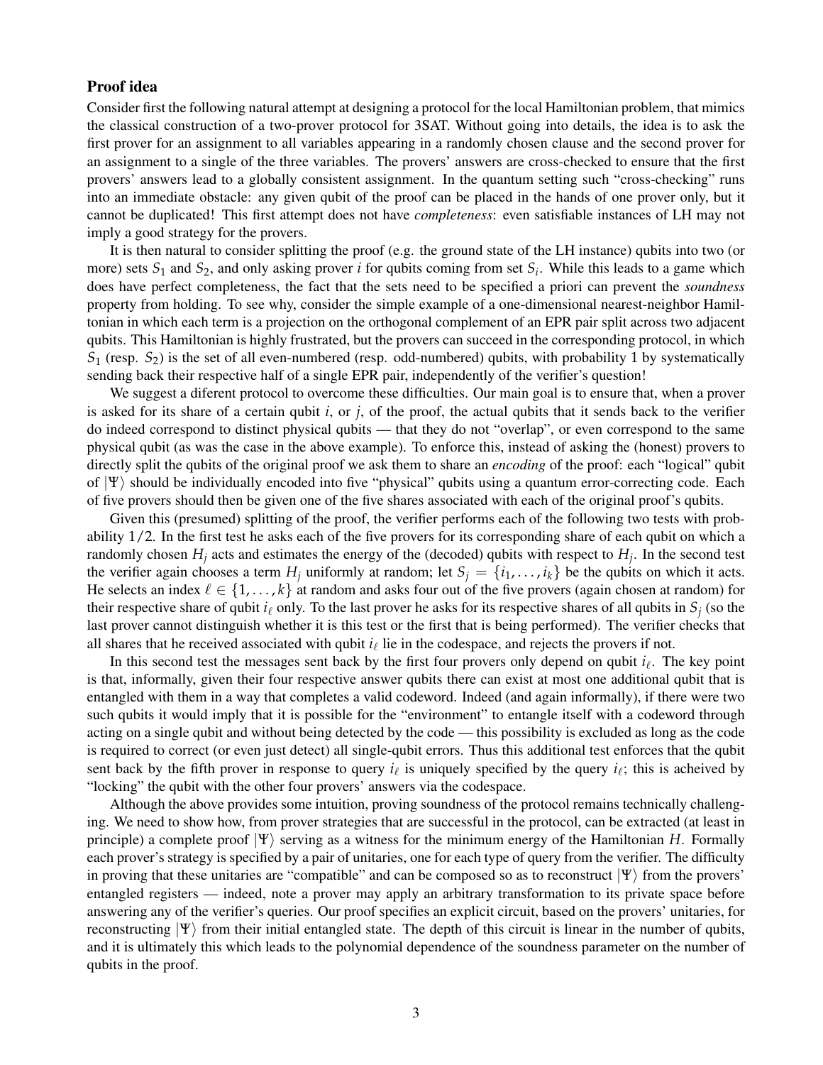## Proof idea

Consider first the following natural attempt at designing a protocol for the local Hamiltonian problem, that mimics the classical construction of a two-prover protocol for 3SAT. Without going into details, the idea is to ask the first prover for an assignment to all variables appearing in a randomly chosen clause and the second prover for an assignment to a single of the three variables. The provers' answers are cross-checked to ensure that the first provers' answers lead to a globally consistent assignment. In the quantum setting such "cross-checking" runs into an immediate obstacle: any given qubit of the proof can be placed in the hands of one prover only, but it cannot be duplicated! This first attempt does not have *completeness*: even satisfiable instances of LH may not imply a good strategy for the provers.

It is then natural to consider splitting the proof (e.g. the ground state of the LH instance) qubits into two (or more) sets $S_1$ and $S_2$, and only asking prover $i$ for qubits coming from set $S_i$. While this leads to a game which does have perfect completeness, the fact that the sets need to be specified a priori can prevent the *soundness* property from holding. To see why, consider the simple example of a one-dimensional nearest-neighbor Hamiltonian in which each term is a projection on the orthogonal complement of an EPR pair split across two adjacent qubits. This Hamiltonian is highly frustrated, but the provers can succeed in the corresponding protocol, in which $S_1$ (resp. $S_2$) is the set of all even-numbered (resp. odd-numbered) qubits, with probability 1 by systematically sending back their respective half of a single EPR pair, independently of the verifier's question!

We suggest a diferent protocol to overcome these difficulties. Our main goal is to ensure that, when a prover is asked for its share of a certain qubit $i$, or $j$, of the proof, the actual qubits that it sends back to the verifier do indeed correspond to distinct physical qubits — that they do not "overlap", or even correspond to the same physical qubit (as was the case in the above example). To enforce this, instead of asking the (honest) provers to directly split the qubits of the original proof we ask them to share an *encoding* of the proof: each "logical" qubit of $|\Psi\rangle$ should be individually encoded into five "physical" qubits using a quantum error-correcting code. Each of five provers should then be given one of the five shares associated with each of the original proof's qubits.

Given this (presumed) splitting of the proof, the verifier performs each of the following two tests with probability $1/2$. In the first test he asks each of the five provers for its corresponding share of each qubit on which a randomly chosen $H_j$ acts and estimates the energy of the (decoded) qubits with respect to $H_j$. In the second test the verifier again chooses a term $H_j$ uniformly at random; let $S_j = \{i_1, \dots, i_k\}$ be the qubits on which it acts. He selects an index $\ell \in \{1, \dots, k\}$ at random and asks four out of the five provers (again chosen at random) for their respective share of qubit $i_\ell$ only. To the last prover he asks for its respective shares of all qubits in $S_j$ (so the last prover cannot distinguish whether it is this test or the first that is being performed). The verifier checks that all shares that he received associated with qubit $i_\ell$ lie in the codespace, and rejects the provers if not.

In this second test the messages sent back by the first four provers only depend on qubit $i_\ell$. The key point is that, informally, given their four respective answer qubits there can exist at most one additional qubit that is entangled with them in a way that completes a valid codeword. Indeed (and again informally), if there were two such qubits it would imply that it is possible for the "environment" to entangle itself with a codeword through acting on a single qubit and without being detected by the code — this possibility is excluded as long as the code is required to correct (or even just detect) all single-qubit errors. Thus this additional test enforces that the qubit sent back by the fifth prover in response to query $i_\ell$ is uniquely specified by the query $i_\ell$; this is acheived by "locking" the qubit with the other four provers' answers via the codespace.

Although the above provides some intuition, proving soundness of the protocol remains technically challenging. We need to show how, from prover strategies that are successful in the protocol, can be extracted (at least in principle) a complete proof $|\Psi\rangle$ serving as a witness for the minimum energy of the Hamiltonian $H$. Formally each prover's strategy is specified by a pair of unitaries, one for each type of query from the verifier. The difficulty in proving that these unitaries are "compatible" and can be composed so as to reconstruct $|\Psi\rangle$ from the provers' entangled registers — indeed, note a prover may apply an arbitrary transformation to its private space before answering any of the verifier's queries. Our proof specifies an explicit circuit, based on the provers' unitaries, for reconstructing $|\Psi\rangle$ from their initial entangled state. The depth of this circuit is linear in the number of qubits, and it is ultimately this which leads to the polynomial dependence of the soundness parameter on the number of qubits in the proof.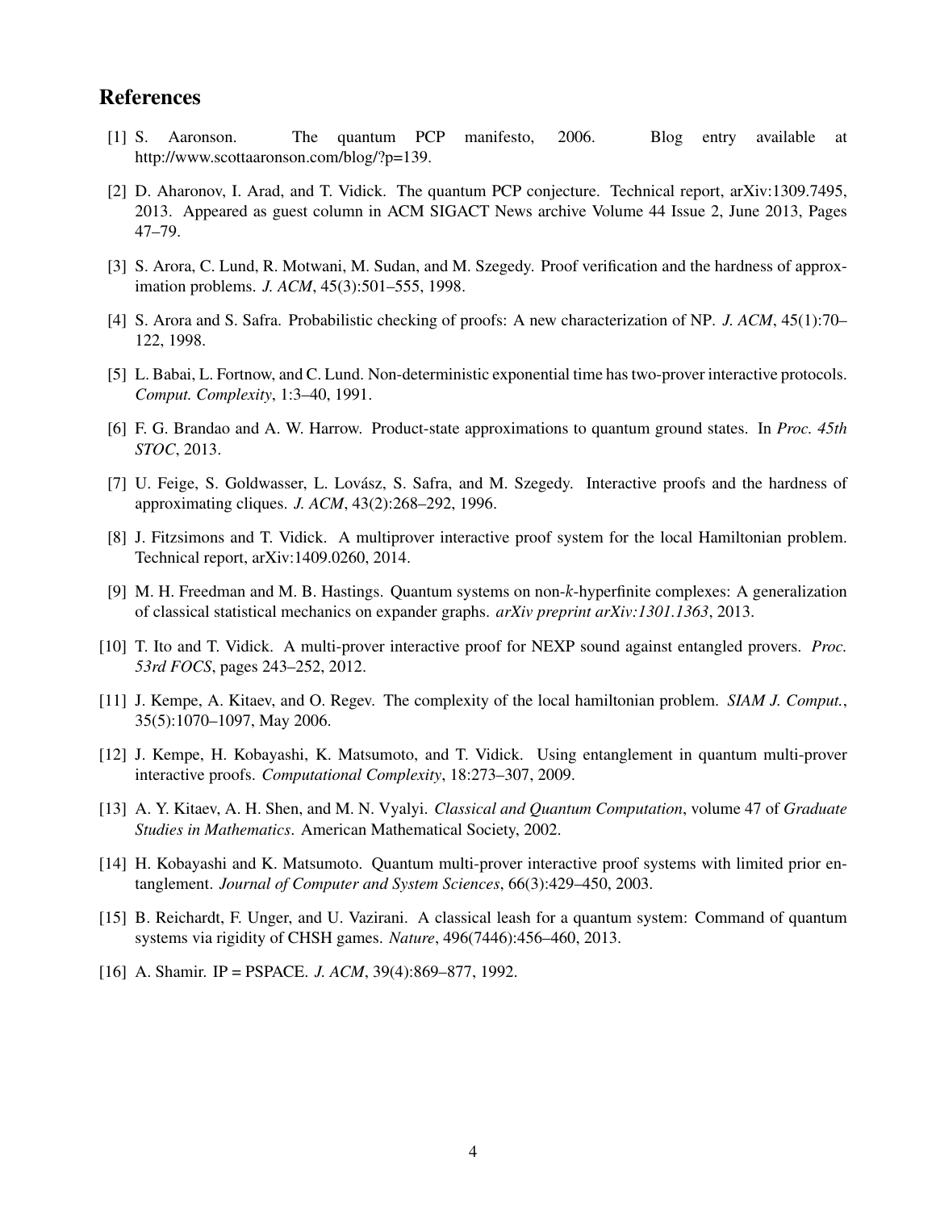## References

[1] S. Aaronson. The quantum PCP manifesto, 2006. Blog entry available at http://www.scottaaronson.com/blog/?p=139.

[2] D. Aharonov, I. Arad, and T. Vidick. The quantum PCP conjecture. Technical report, arXiv:1309.7495, 2013. Appeared as guest column in ACM SIGACT News archive Volume 44 Issue 2, June 2013, Pages 47–79.

[3] S. Arora, C. Lund, R. Motwani, M. Sudan, and M. Szegedy. Proof verification and the hardness of approximation problems. *J. ACM*, 45(3):501–555, 1998.

[4] S. Arora and S. Safra. Probabilistic checking of proofs: A new characterization of NP. *J. ACM*, 45(1):70–122, 1998.

[5] L. Babai, L. Fortnow, and C. Lund. Non-deterministic exponential time has two-prover interactive protocols. *Comput. Complexity*, 1:3–40, 1991.

[6] F. G. Brandao and A. W. Harrow. Product-state approximations to quantum ground states. In *Proc. 45th STOC*, 2013.

[7] U. Feige, S. Goldwasser, L. Lovász, S. Safra, and M. Szegedy. Interactive proofs and the hardness of approximating cliques. *J. ACM*, 43(2):268–292, 1996.

[8] J. Fitzsimons and T. Vidick. A multiprover interactive proof system for the local Hamiltonian problem. Technical report, arXiv:1409.0260, 2014.

[9] M. H. Freedman and M. B. Hastings. Quantum systems on non-$k$-hyperfinite complexes: A generalization of classical statistical mechanics on expander graphs. *arXiv preprint arXiv:1301.1363*, 2013.

[10] T. Ito and T. Vidick. A multi-prover interactive proof for NEXP sound against entangled provers. *Proc. 53rd FOCS*, pages 243–252, 2012.

[11] J. Kempe, A. Kitaev, and O. Regev. The complexity of the local hamiltonian problem. *SIAM J. Comput.*, 35(5):1070–1097, May 2006.

[12] J. Kempe, H. Kobayashi, K. Matsumoto, and T. Vidick. Using entanglement in quantum multi-prover interactive proofs. *Computational Complexity*, 18:273–307, 2009.

[13] A. Y. Kitaev, A. H. Shen, and M. N. Vyalyi. *Classical and Quantum Computation*, volume 47 of *Graduate Studies in Mathematics*. American Mathematical Society, 2002.

[14] H. Kobayashi and K. Matsumoto. Quantum multi-prover interactive proof systems with limited prior entanglement. *Journal of Computer and System Sciences*, 66(3):429–450, 2003.

[15] B. Reichardt, F. Unger, and U. Vazirani. A classical leash for a quantum system: Command of quantum systems via rigidity of CHSH games. *Nature*, 496(7446):456–460, 2013.

[16] A. Shamir. IP = PSPACE. *J. ACM*, 39(4):869–877, 1992.